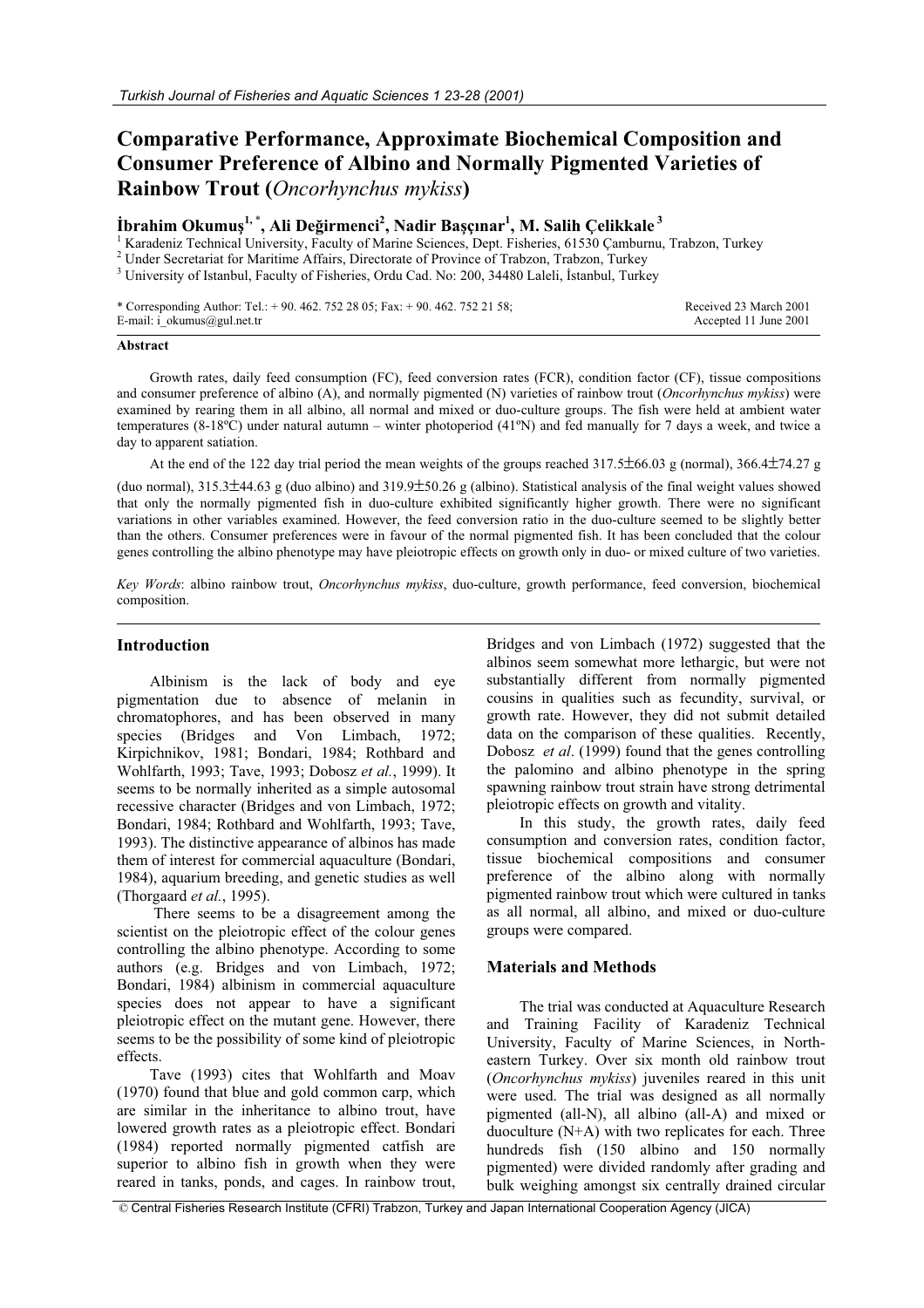# Comparative Performance, Approximate Biochemical Composition and Consumer Preference of Albino and Normally Pigmented Varieties of Rainbow Trout (*Oncorhynchus mykiss*)

**İbrahim Okumuş[1,*], Ali Değirmenci[2], Nadir Başçınar[1], M. Salih Çelikkale[3]**

[1] Karadeniz Technical University, Faculty of Marine Sciences, Dept. Fisheries, 61530 Çamburnu, Trabzon, Turkey
[2] Under Secretariat for Maritime Affairs, Directorate of Province of Trabzon, Trabzon, Turkey
[3] University of Istanbul, Faculty of Fisheries, Ordu Cad. No: 200, 34480 Laleli, İstanbul, Turkey

\* Corresponding Author: Tel.: + 90. 462. 752 28 05; Fax: + 90. 462. 752 21 58;
E-mail: i_okumus@gul.net.tr

Received 23 March 2001
Accepted 11 June 2001

### Abstract

Growth rates, daily feed consumption (FC), feed conversion rates (FCR), condition factor (CF), tissue compositions and consumer preference of albino (A), and normally pigmented (N) varieties of rainbow trout (*Oncorhynchus mykiss*) were examined by rearing them in all albino, all normal and mixed or duo-culture groups. The fish were held at ambient water temperatures (8-18ºC) under natural autumn – winter photoperiod (41ºN) and fed manually for 7 days a week, and twice a day to apparent satiation.

At the end of the 122 day trial period the mean weights of the groups reached 317.5±66.03 g (normal), 366.4±74.27 g (duo normal), 315.3±44.63 g (duo albino) and 319.9±50.26 g (albino). Statistical analysis of the final weight values showed that only the normally pigmented fish in duo-culture exhibited significantly higher growth. There were no significant variations in other variables examined. However, the feed conversion ratio in the duo-culture seemed to be slightly better than the others. Consumer preferences were in favour of the normal pigmented fish. It has been concluded that the colour genes controlling the albino phenotype may have pleiotropic effects on growth only in duo- or mixed culture of two varieties.

*Key Words*: albino rainbow trout, *Oncorhynchus mykiss*, duo-culture, growth performance, feed conversion, biochemical composition.

## Introduction

Albinism is the lack of body and eye pigmentation due to absence of melanin in chromatophores, and has been observed in many species (Bridges and Von Limbach, 1972; Kirpichnikov, 1981; Bondari, 1984; Rothbard and Wohlfarth, 1993; Tave, 1993; Dobosz *et al.*, 1999). It seems to be normally inherited as a simple autosomal recessive character (Bridges and von Limbach, 1972; Bondari, 1984; Rothbard and Wohlfarth, 1993; Tave, 1993). The distinctive appearance of albinos has made them of interest for commercial aquaculture (Bondari, 1984), aquarium breeding, and genetic studies as well (Thorgaard *et al.*, 1995).

There seems to be a disagreement among the scientist on the pleiotropic effect of the colour genes controlling the albino phenotype. According to some authors (e.g. Bridges and von Limbach, 1972; Bondari, 1984) albinism in commercial aquaculture species does not appear to have a significant pleiotropic effect on the mutant gene. However, there seems to be the possibility of some kind of pleiotropic effects.

Tave (1993) cites that Wohlfarth and Moav (1970) found that blue and gold common carp, which are similar in the inheritance to albino trout, have lowered growth rates as a pleiotropic effect. Bondari (1984) reported normally pigmented catfish are superior to albino fish in growth when they were reared in tanks, ponds, and cages. In rainbow trout, Bridges and von Limbach (1972) suggested that the albinos seem somewhat more lethargic, but were not substantially different from normally pigmented cousins in qualities such as fecundity, survival, or growth rate. However, they did not submit detailed data on the comparison of these qualities. Recently, Dobosz *et al*. (1999) found that the genes controlling the palomino and albino phenotype in the spring spawning rainbow trout strain have strong detrimental pleiotropic effects on growth and vitality.

In this study, the growth rates, daily feed consumption and conversion rates, condition factor, tissue biochemical compositions and consumer preference of the albino along with normally pigmented rainbow trout which were cultured in tanks as all normal, all albino, and mixed or duo-culture groups were compared.

## Materials and Methods

The trial was conducted at Aquaculture Research and Training Facility of Karadeniz Technical University, Faculty of Marine Sciences, in North-eastern Turkey. Over six month old rainbow trout (*Oncorhynchus mykiss*) juveniles reared in this unit were used. The trial was designed as all normally pigmented (all-N), all albino (all-A) and mixed or duoculture (N+A) with two replicates for each. Three hundreds fish (150 albino and 150 normally pigmented) were divided randomly after grading and bulk weighing amongst six centrally drained circular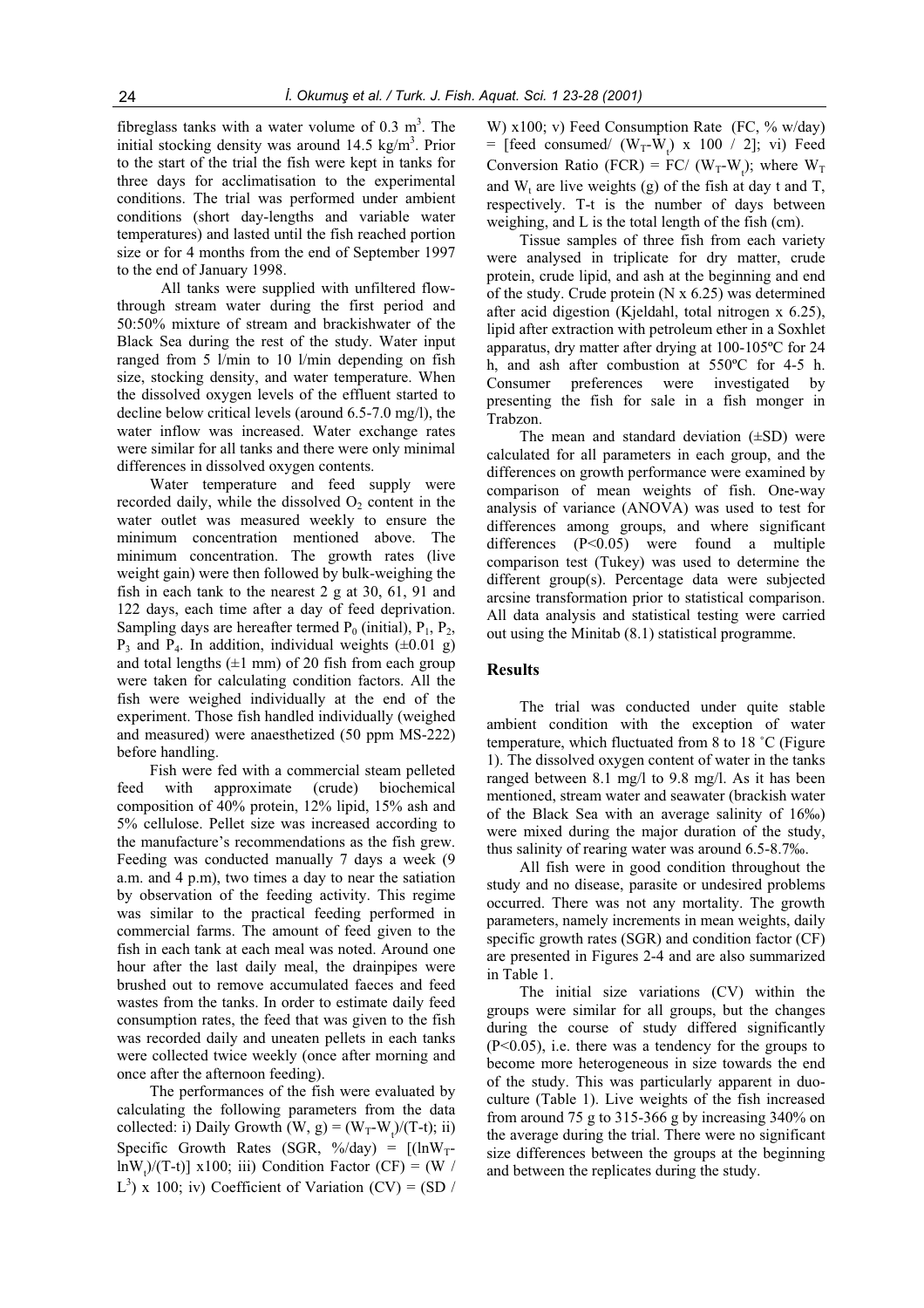fibreglass tanks with a water volume of 0.3 $m^3$. The initial stocking density was around 14.5 kg/$m^3$. Prior to the start of the trial the fish were kept in tanks for three days for acclimatisation to the experimental conditions. The trial was performed under ambient conditions (short day-lengths and variable water temperatures) and lasted until the fish reached portion size or for 4 months from the end of September 1997 to the end of January 1998.

All tanks were supplied with unfiltered flow-through stream water during the first period and 50:50% mixture of stream and brackishwater of the Black Sea during the rest of the study. Water input ranged from 5 l/min to 10 l/min depending on fish size, stocking density, and water temperature. When the dissolved oxygen levels of the effluent started to decline below critical levels (around 6.5-7.0 mg/l), the water inflow was increased. Water exchange rates were similar for all tanks and there were only minimal differences in dissolved oxygen contents.

Water temperature and feed supply were recorded daily, while the dissolved $O_2$ content in the water outlet was measured weekly to ensure the minimum concentration mentioned above. The minimum concentration. The growth rates (live weight gain) were then followed by bulk-weighing the fish in each tank to the nearest 2 g at 30, 61, 91 and 122 days, each time after a day of feed deprivation. Sampling days are hereafter termed $P_0$ (initial), $P_1$, $P_2$, $P_3$ and $P_4$. In addition, individual weights (±0.01 g) and total lengths (±1 mm) of 20 fish from each group were taken for calculating condition factors. All the fish were weighed individually at the end of the experiment. Those fish handled individually (weighed and measured) were anaesthetized (50 ppm MS-222) before handling.

Fish were fed with a commercial steam pelleted feed with approximate (crude) biochemical composition of 40% protein, 12% lipid, 15% ash and 5% cellulose. Pellet size was increased according to the manufacture's recommendations as the fish grew. Feeding was conducted manually 7 days a week (9 a.m. and 4 p.m), two times a day to near the satiation by observation of the feeding activity. This regime was similar to the practical feeding performed in commercial farms. The amount of feed given to the fish in each tank at each meal was noted. Around one hour after the last daily meal, the drainpipes were brushed out to remove accumulated faeces and feed wastes from the tanks. In order to estimate daily feed consumption rates, the feed that was given to the fish was recorded daily and uneaten pellets in each tanks were collected twice weekly (once after morning and once after the afternoon feeding).

The performances of the fish were evaluated by calculating the following parameters from the data collected: i) Daily Growth (W, g) = $(W_T-W_t)/(T-t)$; ii) Specific Growth Rates (SGR, %/day) = $[(\ln W_T-\ln W_t)/(T-t)] \times 100$; iii) Condition Factor (CF) = $(W / L^3) \times 100$; iv) Coefficient of Variation (CV) = $(SD / W) \times 100$; v) Feed Consumption Rate (FC, % w/day) = [feed consumed/ $(W_T-W_t) \times 100 / 2$]; vi) Feed Conversion Ratio (FCR) = FC/ $(W_T-W_t)$; where $W_T$ and $W_t$ are live weights (g) of the fish at day t and T, respectively. T-t is the number of days between weighing, and L is the total length of the fish (cm).

Tissue samples of three fish from each variety were analysed in triplicate for dry matter, crude protein, crude lipid, and ash at the beginning and end of the study. Crude protein (N x 6.25) was determined after acid digestion (Kjeldahl, total nitrogen x 6.25), lipid after extraction with petroleum ether in a Soxhlet apparatus, dry matter after drying at 100-105ºC for 24 h, and ash after combustion at 550ºC for 4-5 h. Consumer preferences were investigated by presenting the fish for sale in a fish monger in Trabzon.

The mean and standard deviation (±SD) were calculated for all parameters in each group, and the differences on growth performance were examined by comparison of mean weights of fish. One-way analysis of variance (ANOVA) was used to test for differences among groups, and where significant differences ($P<0.05$) were found a multiple comparison test (Tukey) was used to determine the different group(s). Percentage data were subjected arcsine transformation prior to statistical comparison. All data analysis and statistical testing were carried out using the Minitab (8.1) statistical programme.

## Results

The trial was conducted under quite stable ambient condition with the exception of water temperature, which fluctuated from 8 to 18 ˚C (Figure 1). The dissolved oxygen content of water in the tanks ranged between 8.1 mg/l to 9.8 mg/l. As it has been mentioned, stream water and seawater (brackish water of the Black Sea with an average salinity of 16‰) were mixed during the major duration of the study, thus salinity of rearing water was around 6.5-8.7‰.

All fish were in good condition throughout the study and no disease, parasite or undesired problems occurred. There was not any mortality. The growth parameters, namely increments in mean weights, daily specific growth rates (SGR) and condition factor (CF) are presented in Figures 2-4 and are also summarized in Table 1.

The initial size variations (CV) within the groups were similar for all groups, but the changes during the course of study differed significantly ($P<0.05$), i.e. there was a tendency for the groups to become more heterogeneous in size towards the end of the study. This was particularly apparent in duo-culture (Table 1). Live weights of the fish increased from around 75 g to 315-366 g by increasing 340% on the average during the trial. There were no significant size differences between the groups at the beginning and between the replicates during the study.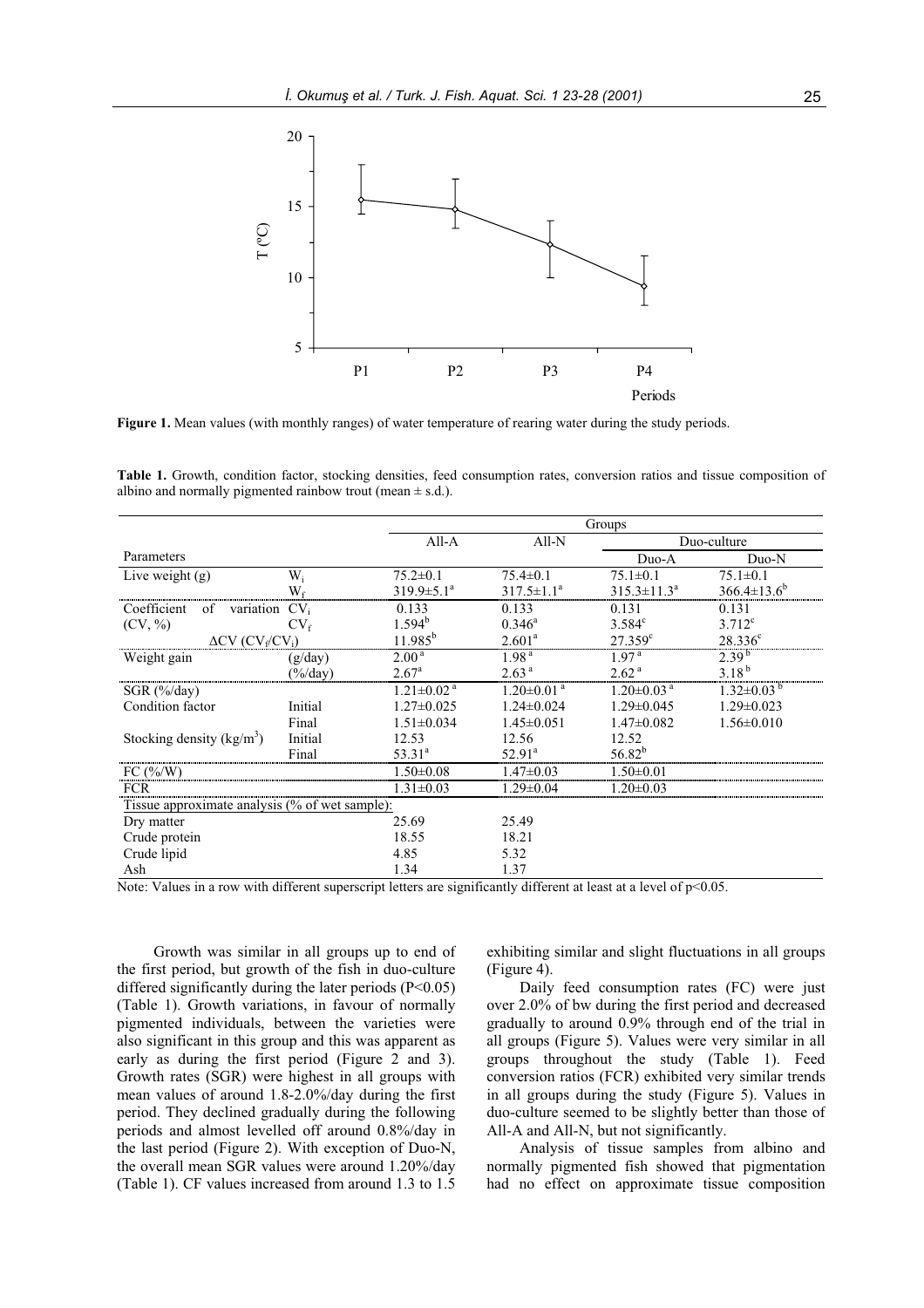20

15

T (°C)

10

5

P1 P2 P3 P4

Periods

**Figure 1.** Mean values (with monthly ranges) of water temperature of rearing water during the study periods.

**Table 1.** Growth, condition factor, stocking densities, feed consumption rates, conversion ratios and tissue composition of albino and normally pigmented rainbow trout (mean ± s.d.).

| Parameters | | Groups | | | |
|---|---|---|---|---|---|
| | | All-A | All-N | Duo-culture | |
| | | | | Duo-A | Duo-N |
| Live weight (g) | $W_i$ | 75.2±0.1 | 75.4±0.1 | 75.1±0.1 | 75.1±0.1 |
| | $W_f$ | 319.9±5.1$^a$ | 317.5±1.1$^a$ | 315.3±11.3$^a$ | 366.4±13.6$^b$ |
| Coefficient of variation | $CV_i$ | 0.133 | 0.133 | 0.131 | 0.131 |
| (CV, %) | $CV_f$ | 1.594$^b$ | 0.346$^a$ | 3.584$^c$ | 3.712$^c$ |
| $\Delta CV$ ($CV_f/CV_i$) | | 11.985$^b$ | 2.601$^a$ | 27.359$^c$ | 28.336$^c$ |
| Weight gain | (g/day) | 2.00$^a$ | 1.98$^a$ | 1.97$^a$ | 2.39$^b$ |
| | (%/day) | 2.67$^a$ | 2.63$^a$ | 2.62$^a$ | 3.18$^b$ |
| SGR (%/day) | | 1.21±0.02$^a$ | 1.20±0.01$^a$ | 1.20±0.03$^a$ | 1.32±0.03$^b$ |
| Condition factor | Initial | 1.27±0.025 | 1.24±0.024 | 1.29±0.045 | 1.29±0.023 |
| | Final | 1.51±0.034 | 1.45±0.051 | 1.47±0.082 | 1.56±0.010 |
| Stocking density (kg/m$^3$) | Initial | 12.53 | 12.56 | 12.52 | |
| | Final | 53.31$^a$ | 52.91$^a$ | 56.82$^b$ | |
| FC (%/W) | | 1.50±0.08 | 1.47±0.03 | 1.50±0.01 | |
| FCR | | 1.31±0.03 | 1.29±0.04 | 1.20±0.03 | |
| Tissue approximate analysis (% of wet sample): | | | | | |
| Dry matter | | 25.69 | 25.49 | | |
| Crude protein | | 18.55 | 18.21 | | |
| Crude lipid | | 4.85 | 5.32 | | |
| Ash | | 1.34 | 1.37 | | |

Note: Values in a row with different superscript letters are significantly different at least at a level of $p<0.05$.

Growth was similar in all groups up to end of the first period, but growth of the fish in duo-culture differed significantly during the later periods ($P<0.05$) (Table 1). Growth variations, in favour of normally pigmented individuals, between the varieties were also significant in this group and this was apparent as early as during the first period (Figure 2 and 3). Growth rates (SGR) were highest in all groups with mean values of around 1.8-2.0%/day during the first period. They declined gradually during the following periods and almost levelled off around 0.8%/day in the last period (Figure 2). With exception of Duo-N, the overall mean SGR values were around 1.20%/day (Table 1). CF values increased from around 1.3 to 1.5 exhibiting similar and slight fluctuations in all groups (Figure 4).

Daily feed consumption rates (FC) were just over 2.0% of bw during the first period and decreased gradually to around 0.9% through end of the trial in all groups (Figure 5). Values were very similar in all groups throughout the study (Table 1). Feed conversion ratios (FCR) exhibited very similar trends in all groups during the study (Figure 5). Values in duo-culture seemed to be slightly better than those of All-A and All-N, but not significantly.

Analysis of tissue samples from albino and normally pigmented fish showed that pigmentation had no effect on approximate tissue composition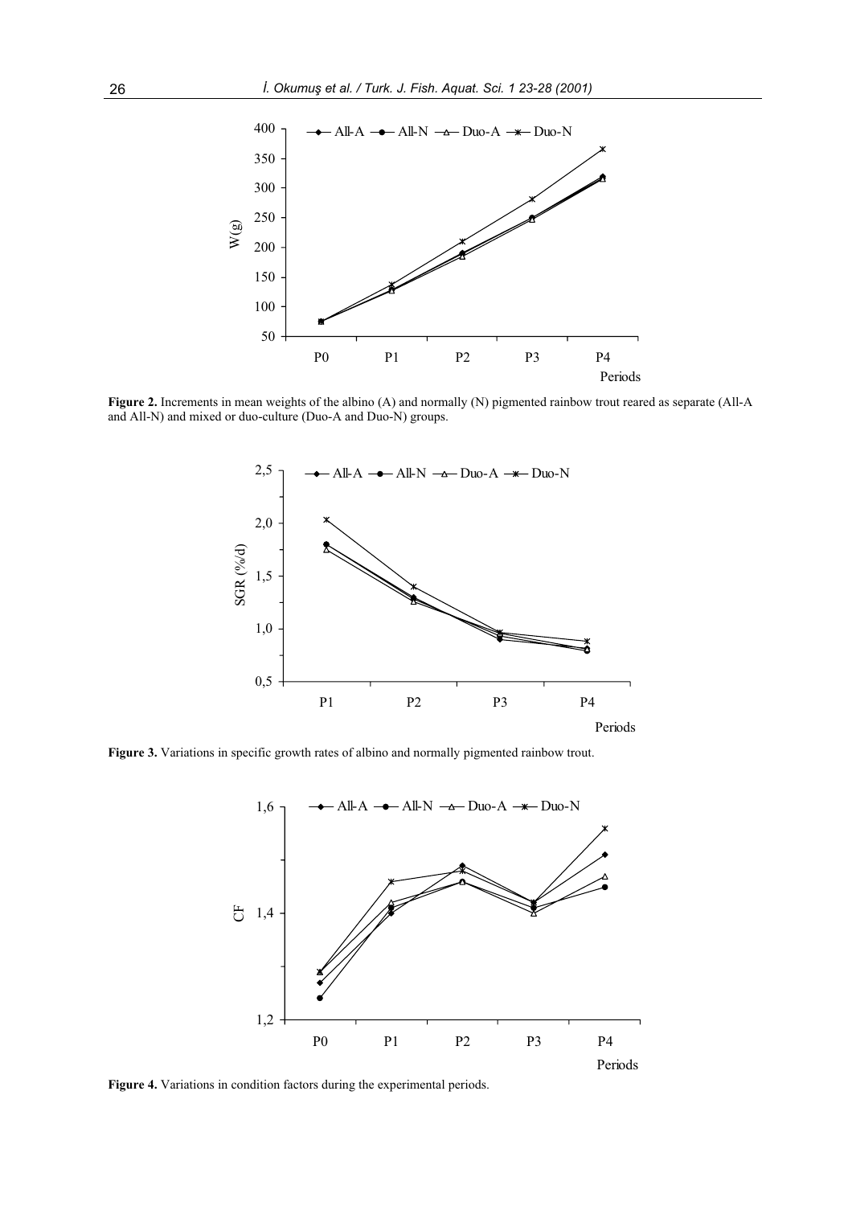400
350
300
250
200
150
100
50

W(g)

All-A All-N Duo-A Duo-N

P0 P1 P2 P3 P4

Periods

**Figure 2.** Increments in mean weights of the albino (A) and normally (N) pigmented rainbow trout reared as separate (All-A and All-N) and mixed or duo-culture (Duo-A and Duo-N) groups.

2,5
2,0
1,5
1,0
0,5

SGR (%/d)

All-A All-N Duo-A Duo-N

P1 P2 P3 P4

Periods

**Figure 3.** Variations in specific growth rates of albino and normally pigmented rainbow trout.

1,6
1,4
1,2

CF

All-A All-N Duo-A Duo-N

P0 P1 P2 P3 P4

Periods

**Figure 4.** Variations in condition factors during the experimental periods.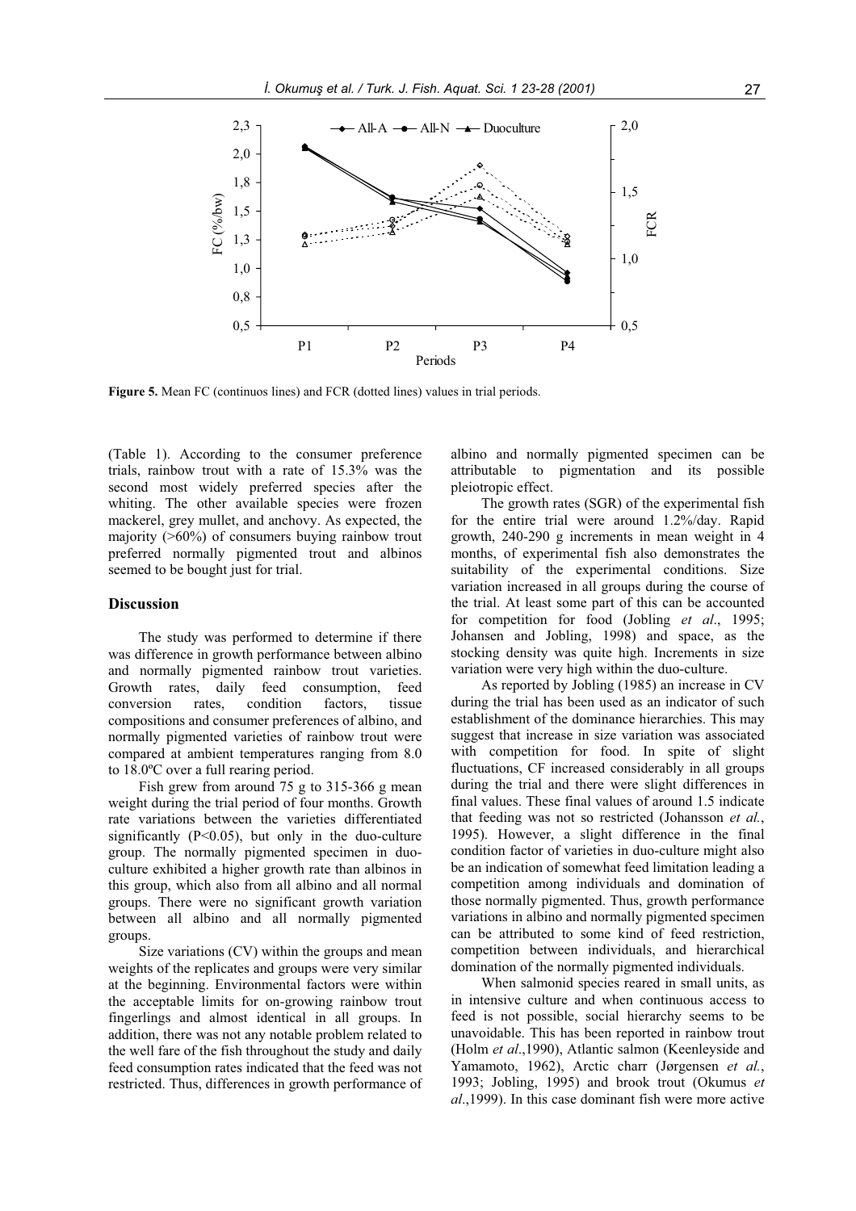2,3

2,0

1,8

1,5

1,3

1,0

0,8

0,5

FC (%/bw)

All-A All-N Duoculture

2,0

1,5

1,0

0,5

FCR

P1 P2 P3 P4

Periods

**Figure 5.** Mean FC (continuos lines) and FCR (dotted lines) values in trial periods.

(Table 1). According to the consumer preference trials, rainbow trout with a rate of 15.3% was the second most widely preferred species after the whiting. The other available species were frozen mackerel, grey mullet, and anchovy. As expected, the majority (>60%) of consumers buying rainbow trout preferred normally pigmented trout and albinos seemed to be bought just for trial.

## Discussion

The study was performed to determine if there was difference in growth performance between albino and normally pigmented rainbow trout varieties. Growth rates, daily feed consumption, feed conversion rates, condition factors, tissue compositions and consumer preferences of albino, and normally pigmented varieties of rainbow trout were compared at ambient temperatures ranging from 8.0 to 18.0ºC over a full rearing period.

Fish grew from around 75 g to 315-366 g mean weight during the trial period of four months. Growth rate variations between the varieties differentiated significantly ($P<0.05$), but only in the duo-culture group. The normally pigmented specimen in duo-culture exhibited a higher growth rate than albinos in this group, which also from all albino and all normal groups. There were no significant growth variation between all albino and all normally pigmented groups.

Size variations (CV) within the groups and mean weights of the replicates and groups were very similar at the beginning. Environmental factors were within the acceptable limits for on-growing rainbow trout fingerlings and almost identical in all groups. In addition, there was not any notable problem related to the well fare of the fish throughout the study and daily feed consumption rates indicated that the feed was not restricted. Thus, differences in growth performance of albino and normally pigmented specimen can be attributable to pigmentation and its possible pleiotropic effect.

The growth rates (SGR) of the experimental fish for the entire trial were around 1.2%/day. Rapid growth, 240-290 g increments in mean weight in 4 months, of experimental fish also demonstrates the suitability of the experimental conditions. Size variation increased in all groups during the course of the trial. At least some part of this can be accounted for competition for food (Jobling *et al*., 1995; Johansen and Jobling, 1998) and space, as the stocking density was quite high. Increments in size variation were very high within the duo-culture.

As reported by Jobling (1985) an increase in CV during the trial has been used as an indicator of such establishment of the dominance hierarchies. This may suggest that increase in size variation was associated with competition for food. In spite of slight fluctuations, CF increased considerably in all groups during the trial and there were slight differences in final values. These final values of around 1.5 indicate that feeding was not so restricted (Johansson *et al.*, 1995). However, a slight difference in the final condition factor of varieties in duo-culture might also be an indication of somewhat feed limitation leading a competition among individuals and domination of those normally pigmented. Thus, growth performance variations in albino and normally pigmented specimen can be attributed to some kind of feed restriction, competition between individuals, and hierarchical domination of the normally pigmented individuals.

When salmonid species reared in small units, as in intensive culture and when continuous access to feed is not possible, social hierarchy seems to be unavoidable. This has been reported in rainbow trout (Holm *et al*.,1990), Atlantic salmon (Keenleyside and Yamamoto, 1962), Arctic charr (Jørgensen *et al.*, 1993; Jobling, 1995) and brook trout (Okumus *et al*.,1999). In this case dominant fish were more active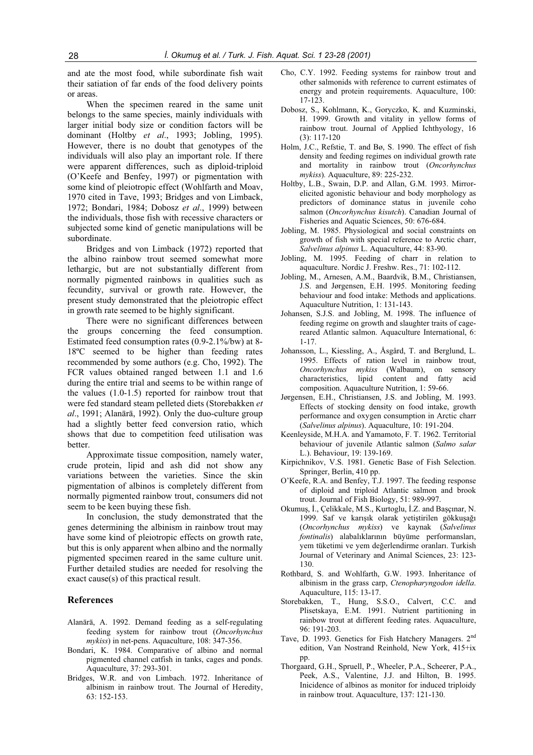and ate the most food, while subordinate fish wait their satiation of far ends of the food delivery points or areas.

When the specimen reared in the same unit belongs to the same species, mainly individuals with larger initial body size or condition factors will be dominant (Holtby *et al*., 1993; Jobling, 1995). However, there is no doubt that genotypes of the individuals will also play an important role. If there were apparent differences, such as diploid-triploid (O'Keefe and Benfey, 1997) or pigmentation with some kind of pleiotropic effect (Wohlfarth and Moav, 1970 cited in Tave, 1993; Bridges and von Limback, 1972; Bondari, 1984; Dobosz *et al*., 1999) between the individuals, those fish with recessive characters or subjected some kind of genetic manipulations will be subordinate.

Bridges and von Limback (1972) reported that the albino rainbow trout seemed somewhat more lethargic, but are not substantially different from normally pigmented rainbows in qualities such as fecundity, survival or growth rate. However, the present study demonstrated that the pleiotropic effect in growth rate seemed to be highly significant.

There were no significant differences between the groups concerning the feed consumption. Estimated feed consumption rates (0.9-2.1%/bw) at 8-18ºC seemed to be higher than feeding rates recommended by some authors (e.g. Cho, 1992). The FCR values obtained ranged between 1.1 and 1.6 during the entire trial and seems to be within range of the values (1.0-1.5) reported for rainbow trout that were fed standard steam pelleted diets (Storebakken *et al*., 1991; Alanärä, 1992). Only the duo-culture group had a slightly better feed conversion ratio, which shows that due to competition feed utilisation was better.

Approximate tissue composition, namely water, crude protein, lipid and ash did not show any variations between the varieties. Since the skin pigmentation of albinos is completely different from normally pigmented rainbow trout, consumers did not seem to be keen buying these fish.

In conclusion, the study demonstrated that the genes determining the albinism in rainbow trout may have some kind of pleiotropic effects on growth rate, but this is only apparent when albino and the normally pigmented specimen reared in the same culture unit. Further detailed studies are needed for resolving the exact cause(s) of this practical result.

## References

Alanärä, A. 1992. Demand feeding as a self-regulating feeding system for rainbow trout (*Oncorhynchus mykiss*) in net-pens. Aquaculture, 108: 347-356.

Bondari, K. 1984. Comparative of albino and normal pigmented channel catfish in tanks, cages and ponds. Aquaculture, 37: 293-301.

Bridges, W.R. and von Limbach. 1972. Inheritance of albinism in rainbow trout. The Journal of Heredity, 63: 152-153.

Cho, C.Y. 1992. Feeding systems for rainbow trout and other salmonids with reference to current estimates of energy and protein requirements. Aquaculture, 100: 17-123.

Dobosz, S., Kohlmann, K., Goryczko, K. and Kuzminski, H. 1999. Growth and vitality in yellow forms of rainbow trout. Journal of Applied Ichthyology, 16 (3): 117-120

Holm, J.C., Refstie, T. and Bø, S. 1990. The effect of fish density and feeding regimes on individual growth rate and mortality in rainbow trout (*Oncorhynchus mykiss*). Aquaculture, 89: 225-232.

Holtby, L.B., Swain, D.P. and Allan, G.M. 1993. Mirror-elicited agonistic behaviour and body morphology as predictors of dominance status in juvenile coho salmon (*Oncorhynchus kisutch*). Canadian Journal of Fisheries and Aquatic Sciences, 50: 676-684.

Jobling, M. 1985. Physiological and social constraints on growth of fish with special reference to Arctic charr, *Salvelinus alpinus* L. Aquaculture, 44: 83-90.

Jobling, M. 1995. Feeding of charr in relation to aquaculture. Nordic J. Freshw. Res., 71: 102-112.

Jobling, M., Arnesen, A.M., Baardvik, B.M., Christiansen, J.S. and Jørgensen, E.H. 1995. Monitoring feeding behaviour and food intake: Methods and applications. Aquaculture Nutrition, 1: 131-143.

Johansen, S.J.S. and Jobling, M. 1998. The influence of feeding regime on growth and slaughter traits of cage-reared Atlantic salmon. Aquaculture International, 6: 1-17.

Johansson, L., Kiessling, A., Åsgård, T. and Berglund, L. 1995. Effects of ration level in rainbow trout, *Oncorhynchus mykiss* (Walbaum), on sensory characteristics, lipid content and fatty acid composition. Aquaculture Nutrition, 1: 59-66.

Jørgensen, E.H., Christiansen, J.S. and Jobling, M. 1993. Effects of stocking density on food intake, growth performance and oxygen consumption in Arctic charr (*Salvelinus alpinus*). Aquaculture, 10: 191-204.

Keenleyside, M.H.A. and Yamamoto, F. T. 1962. Territorial behaviour of juvenile Atlantic salmon (*Salmo salar* L.). Behaviour, 19: 139-169.

Kirpichnikov, V.S. 1981. Genetic Base of Fish Selection. Springer, Berlin, 410 pp.

O'Keefe, R.A. and Benfey, T.J. 1997. The feeding response of diploid and triploid Atlantic salmon and brook trout. Journal of Fish Biology, 51: 989-997.

Okumuş, İ., Çelikkale, M.S., Kurtoglu, İ.Z. and Başçınar, N. 1999. Saf ve karışık olarak yetiştirilen gökkuşağı (*Oncorhynchus mykiss*) ve kaynak (*Salvelinus fontinalis*) alabalıklarının büyüme performansları, yem tüketimi ve yem değerlendirme oranları. Turkish Journal of Veterinary and Animal Sciences, 23: 123-130.

Rothbard, S. and Wohlfarth, G.W. 1993. Inheritance of albinism in the grass carp, *Ctenopharyngodon idella*. Aquaculture, 115: 13-17.

Storebakken, T., Hung, S.S.O., Calvert, C.C. and Plisetskaya, E.M. 1991. Nutrient partitioning in rainbow trout at different feeding rates. Aquaculture, 96: 191-203.

Tave, D. 1993. Genetics for Fish Hatchery Managers. 2nd edition, Van Nostrand Reinhold, New York, 415+ix pp.

Thorgaard, G.H., Spruell, P., Wheeler, P.A., Scheerer, P.A., Peek, A.S., Valentine, J.J. and Hilton, B. 1995. Inicidence of albinos as monitor for induced triploidy in rainbow trout. Aquaculture, 137: 121-130.